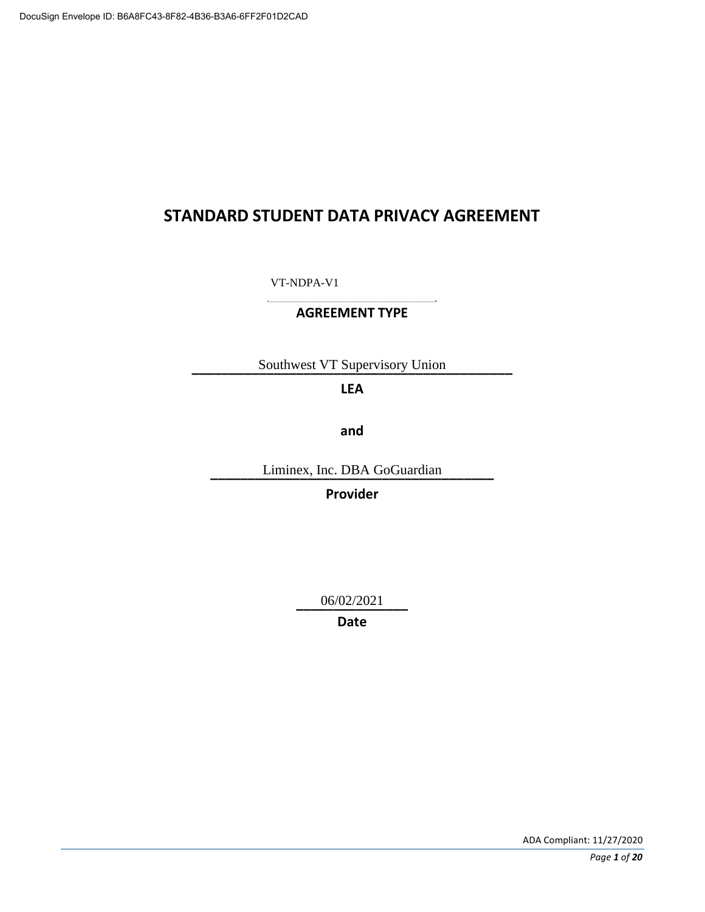# STANDARD STUDENT DATA PRIVACY AGREEMENT

VT-NDPA-V1

**AGREEMENT TYPE**

Southwest VT Supervisory Union

**LEA**

**and**

Liminex, Inc. DBA GoGuardian

**Provider**

06/02/2021

**Date**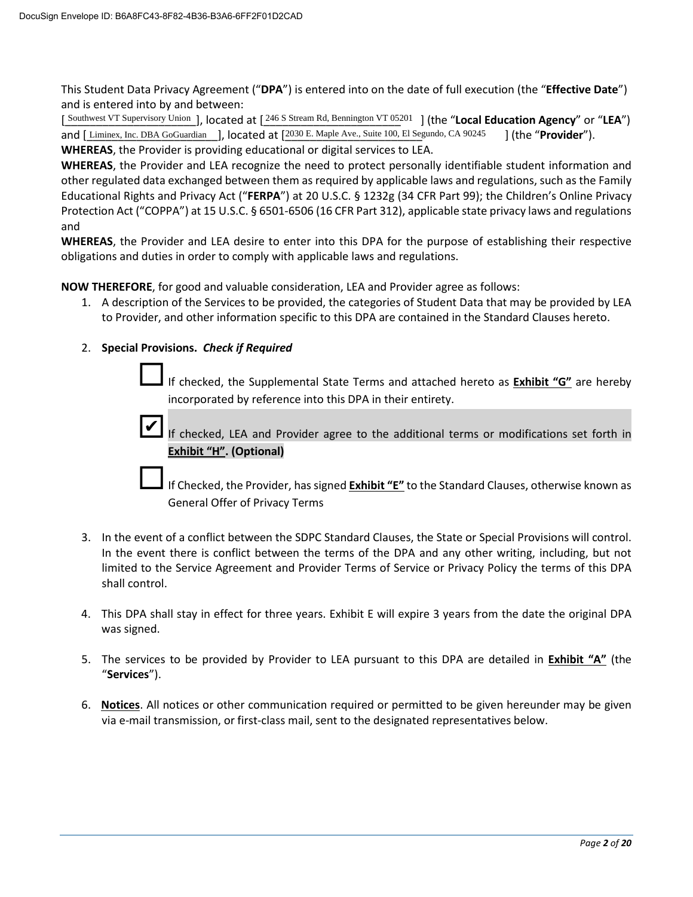This Student Data Privacy Agreement ("**DPA**") is entered into on the date of full execution (the "**Effective Date**") and is entered into by and between:

[ Southwest VT Supervisory Union ], located at [ 246 S Stream Rd, Bennington VT 05201 ] (the "**Local Education Agency**" or "**LEA**") and [ Liminex, Inc. DBA GoGuardian ], located at [2030 E. Maple Ave., Suite 100, El Segundo, CA 90245 ] (the "**Provider**").

**WHEREAS**, the Provider is providing educational or digital services to LEA.

**WHEREAS**, the Provider and LEA recognize the need to protect personally identifiable student information and other regulated data exchanged between them as required by applicable laws and regulations, such as the Family Educational Rights and Privacy Act ("**FERPA**") at 20 U.S.C. § 1232g (34 CFR Part 99); the Children's Online Privacy Protection Act ("COPPA") at 15 U.S.C. § 6501-6506 (16 CFR Part 312), applicable state privacy laws and regulations and

**WHEREAS**, the Provider and LEA desire to enter into this DPA for the purpose of establishing their respective obligations and duties in order to comply with applicable laws and regulations.

**NOW THEREFORE**, for good and valuable consideration, LEA and Provider agree as follows:

1. A description of the Services to be provided, the categories of Student Data that may be provided by LEA to Provider, and other information specific to this DPA are contained in the Standard Clauses hereto.

2. **Special Provisions.** ***Check if Required***

   ☐ If checked, the Supplemental State Terms and attached hereto as **Exhibit "G"** are hereby incorporated by reference into this DPA in their entirety.

   ☑ If checked, LEA and Provider agree to the additional terms or modifications set forth in **Exhibit "H". (Optional)**

   ☐ If Checked, the Provider, has signed **Exhibit "E"** to the Standard Clauses, otherwise known as General Offer of Privacy Terms

3. In the event of a conflict between the SDPC Standard Clauses, the State or Special Provisions will control. In the event there is conflict between the terms of the DPA and any other writing, including, but not limited to the Service Agreement and Provider Terms of Service or Privacy Policy the terms of this DPA shall control.

4. This DPA shall stay in effect for three years. Exhibit E will expire 3 years from the date the original DPA was signed.

5. The services to be provided by Provider to LEA pursuant to this DPA are detailed in **Exhibit "A"** (the "**Services**").

6. **Notices**. All notices or other communication required or permitted to be given hereunder may be given via e-mail transmission, or first-class mail, sent to the designated representatives below.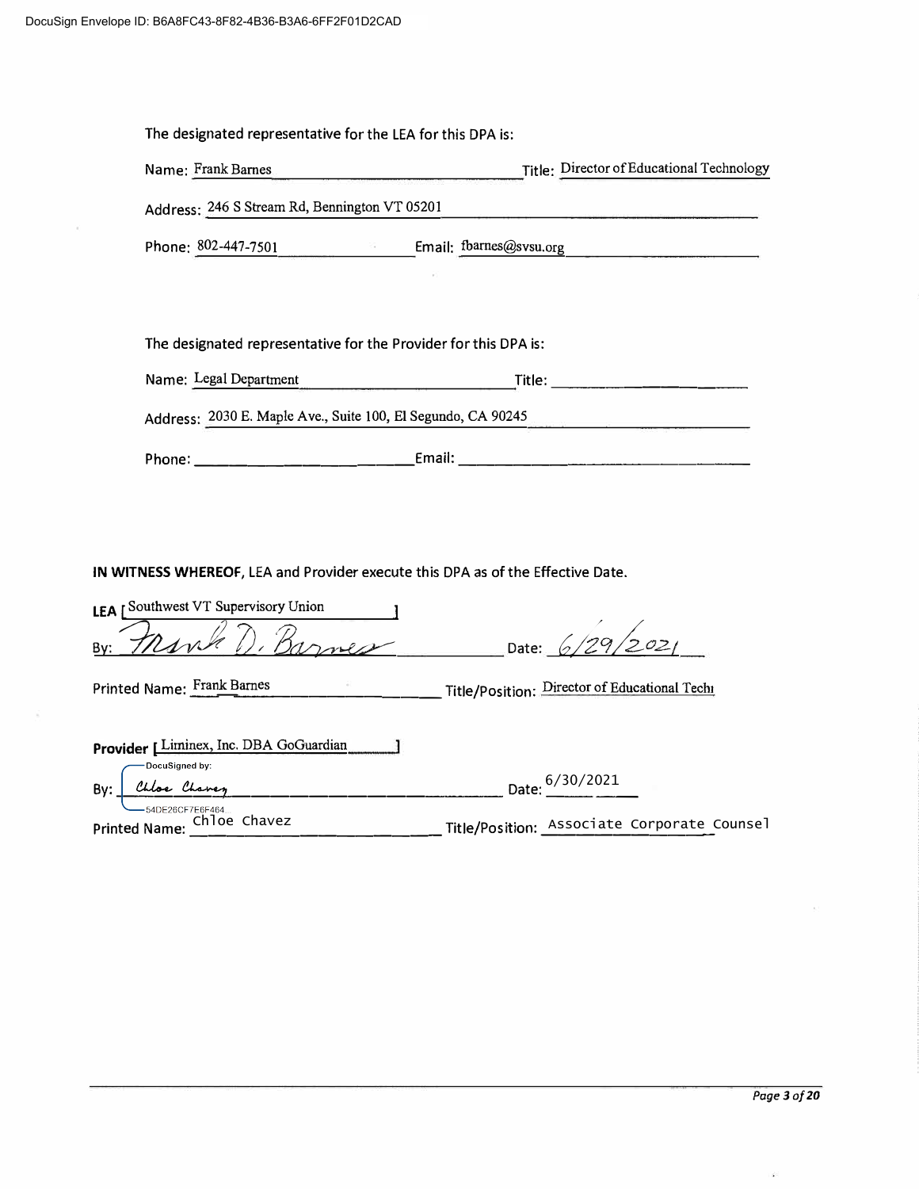DocuSign Envelope ID: B6A8FC43-8F82-4B36-B3A6-6FF2F01D2CAD

The designated representative for the LEA for this DPA is:

Name: Frank Barnes Title: Director of Educational Technology

Address: 246 S Stream Rd, Bennington VT 05201

Phone: 802-447-7501 Email: fbarnes@svsu.org

The designated representative for the Provider for this DPA is:

Name: Legal Department Title: ____________

Address: 2030 E. Maple Ave., Suite 100, El Segundo, CA 90245

Phone: ____________ Email: ____________

**IN WITNESS WHEREOF,** LEA and Provider execute this DPA as of the Effective Date.

**LEA** [Southwest VT Supervisory Union]

By: Frank D. Barnes Date: 6/29/2021

Printed Name: Frank Barnes Title/Position: Director of Educational Techı

**Provider** [Liminex, Inc. DBA GoGuardian]

DocuSigned by:

By: Chloe Chavez Date: 6/30/2021

54DE26CF7E6F464

Printed Name: Chloe Chavez Title/Position: Associate Corporate Counsel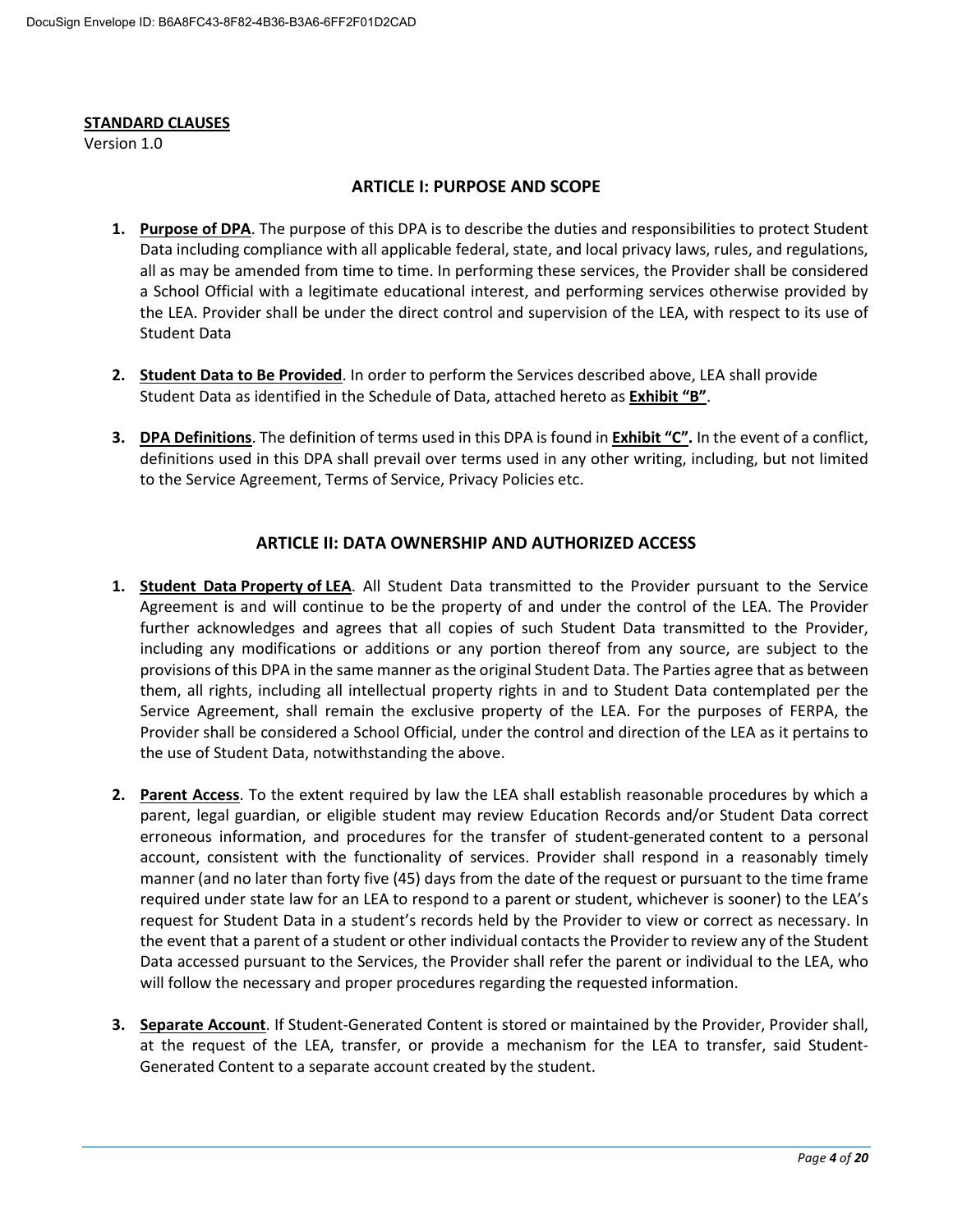**STANDARD CLAUSES**

Version 1.0

## ARTICLE I: PURPOSE AND SCOPE

1. **Purpose of DPA**. The purpose of this DPA is to describe the duties and responsibilities to protect Student Data including compliance with all applicable federal, state, and local privacy laws, rules, and regulations, all as may be amended from time to time. In performing these services, the Provider shall be considered a School Official with a legitimate educational interest, and performing services otherwise provided by the LEA. Provider shall be under the direct control and supervision of the LEA, with respect to its use of Student Data

2. **Student Data to Be Provided**. In order to perform the Services described above, LEA shall provide Student Data as identified in the Schedule of Data, attached hereto as **Exhibit "B"**.

3. **DPA Definitions**. The definition of terms used in this DPA is found in **Exhibit "C".** In the event of a conflict, definitions used in this DPA shall prevail over terms used in any other writing, including, but not limited to the Service Agreement, Terms of Service, Privacy Policies etc.

## ARTICLE II: DATA OWNERSHIP AND AUTHORIZED ACCESS

1. **Student Data Property of LEA**. All Student Data transmitted to the Provider pursuant to the Service Agreement is and will continue to be the property of and under the control of the LEA. The Provider further acknowledges and agrees that all copies of such Student Data transmitted to the Provider, including any modifications or additions or any portion thereof from any source, are subject to the provisions of this DPA in the same manner as the original Student Data. The Parties agree that as between them, all rights, including all intellectual property rights in and to Student Data contemplated per the Service Agreement, shall remain the exclusive property of the LEA. For the purposes of FERPA, the Provider shall be considered a School Official, under the control and direction of the LEA as it pertains to the use of Student Data, notwithstanding the above.

2. **Parent Access**. To the extent required by law the LEA shall establish reasonable procedures by which a parent, legal guardian, or eligible student may review Education Records and/or Student Data correct erroneous information, and procedures for the transfer of student-generated content to a personal account, consistent with the functionality of services. Provider shall respond in a reasonably timely manner (and no later than forty five (45) days from the date of the request or pursuant to the time frame required under state law for an LEA to respond to a parent or student, whichever is sooner) to the LEA's request for Student Data in a student's records held by the Provider to view or correct as necessary. In the event that a parent of a student or other individual contacts the Provider to review any of the Student Data accessed pursuant to the Services, the Provider shall refer the parent or individual to the LEA, who will follow the necessary and proper procedures regarding the requested information.

3. **Separate Account**. If Student-Generated Content is stored or maintained by the Provider, Provider shall, at the request of the LEA, transfer, or provide a mechanism for the LEA to transfer, said Student-Generated Content to a separate account created by the student.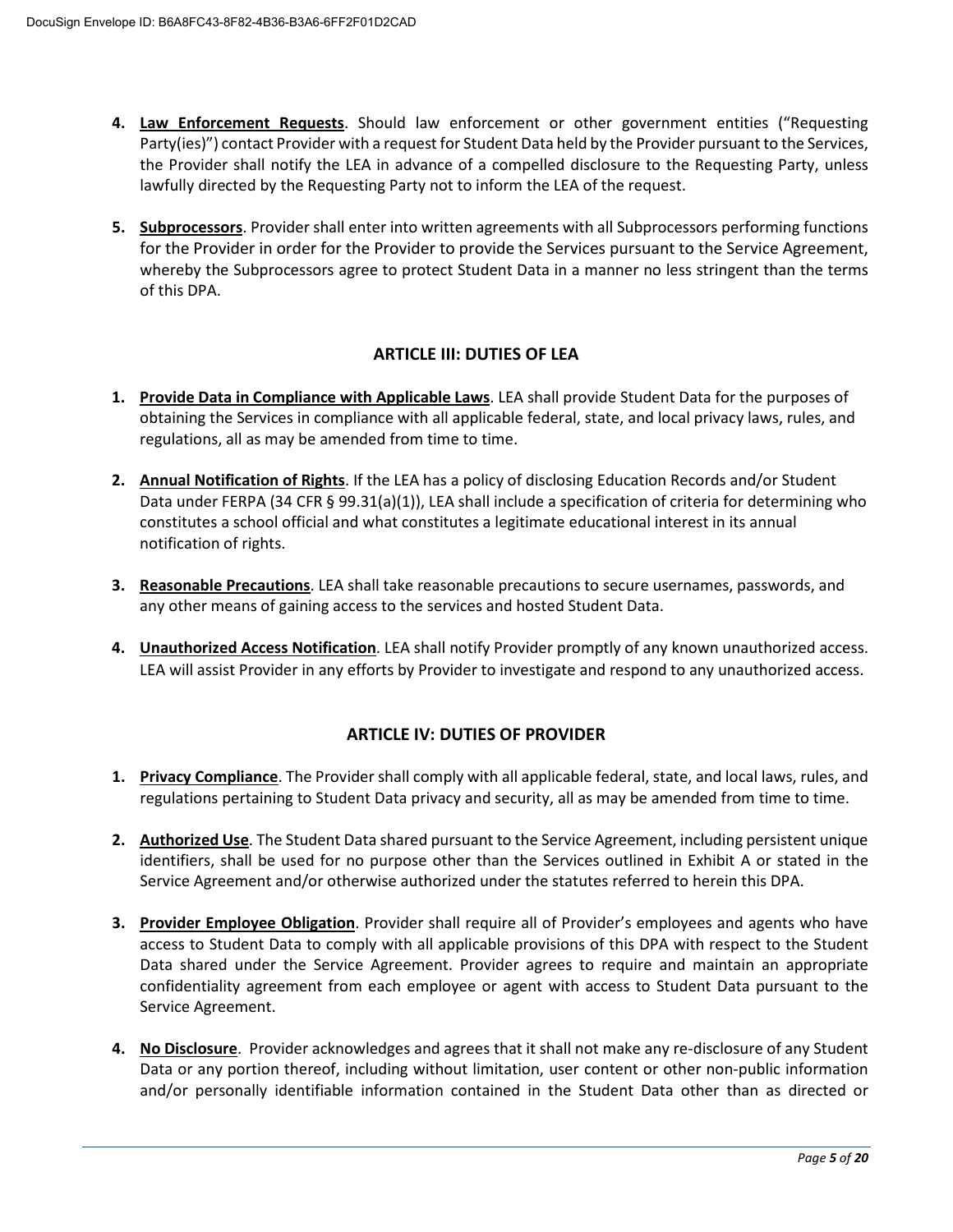4. **Law Enforcement Requests**. Should law enforcement or other government entities ("Requesting Party(ies)") contact Provider with a request for Student Data held by the Provider pursuant to the Services, the Provider shall notify the LEA in advance of a compelled disclosure to the Requesting Party, unless lawfully directed by the Requesting Party not to inform the LEA of the request.

5. **Subprocessors**. Provider shall enter into written agreements with all Subprocessors performing functions for the Provider in order for the Provider to provide the Services pursuant to the Service Agreement, whereby the Subprocessors agree to protect Student Data in a manner no less stringent than the terms of this DPA.

## ARTICLE III: DUTIES OF LEA

1. **Provide Data in Compliance with Applicable Laws**. LEA shall provide Student Data for the purposes of obtaining the Services in compliance with all applicable federal, state, and local privacy laws, rules, and regulations, all as may be amended from time to time.

2. **Annual Notification of Rights**. If the LEA has a policy of disclosing Education Records and/or Student Data under FERPA (34 CFR § 99.31(a)(1)), LEA shall include a specification of criteria for determining who constitutes a school official and what constitutes a legitimate educational interest in its annual notification of rights.

3. **Reasonable Precautions**. LEA shall take reasonable precautions to secure usernames, passwords, and any other means of gaining access to the services and hosted Student Data.

4. **Unauthorized Access Notification**. LEA shall notify Provider promptly of any known unauthorized access. LEA will assist Provider in any efforts by Provider to investigate and respond to any unauthorized access.

## ARTICLE IV: DUTIES OF PROVIDER

1. **Privacy Compliance**. The Provider shall comply with all applicable federal, state, and local laws, rules, and regulations pertaining to Student Data privacy and security, all as may be amended from time to time.

2. **Authorized Use**. The Student Data shared pursuant to the Service Agreement, including persistent unique identifiers, shall be used for no purpose other than the Services outlined in Exhibit A or stated in the Service Agreement and/or otherwise authorized under the statutes referred to herein this DPA.

3. **Provider Employee Obligation**. Provider shall require all of Provider's employees and agents who have access to Student Data to comply with all applicable provisions of this DPA with respect to the Student Data shared under the Service Agreement. Provider agrees to require and maintain an appropriate confidentiality agreement from each employee or agent with access to Student Data pursuant to the Service Agreement.

4. **No Disclosure**. Provider acknowledges and agrees that it shall not make any re-disclosure of any Student Data or any portion thereof, including without limitation, user content or other non-public information and/or personally identifiable information contained in the Student Data other than as directed or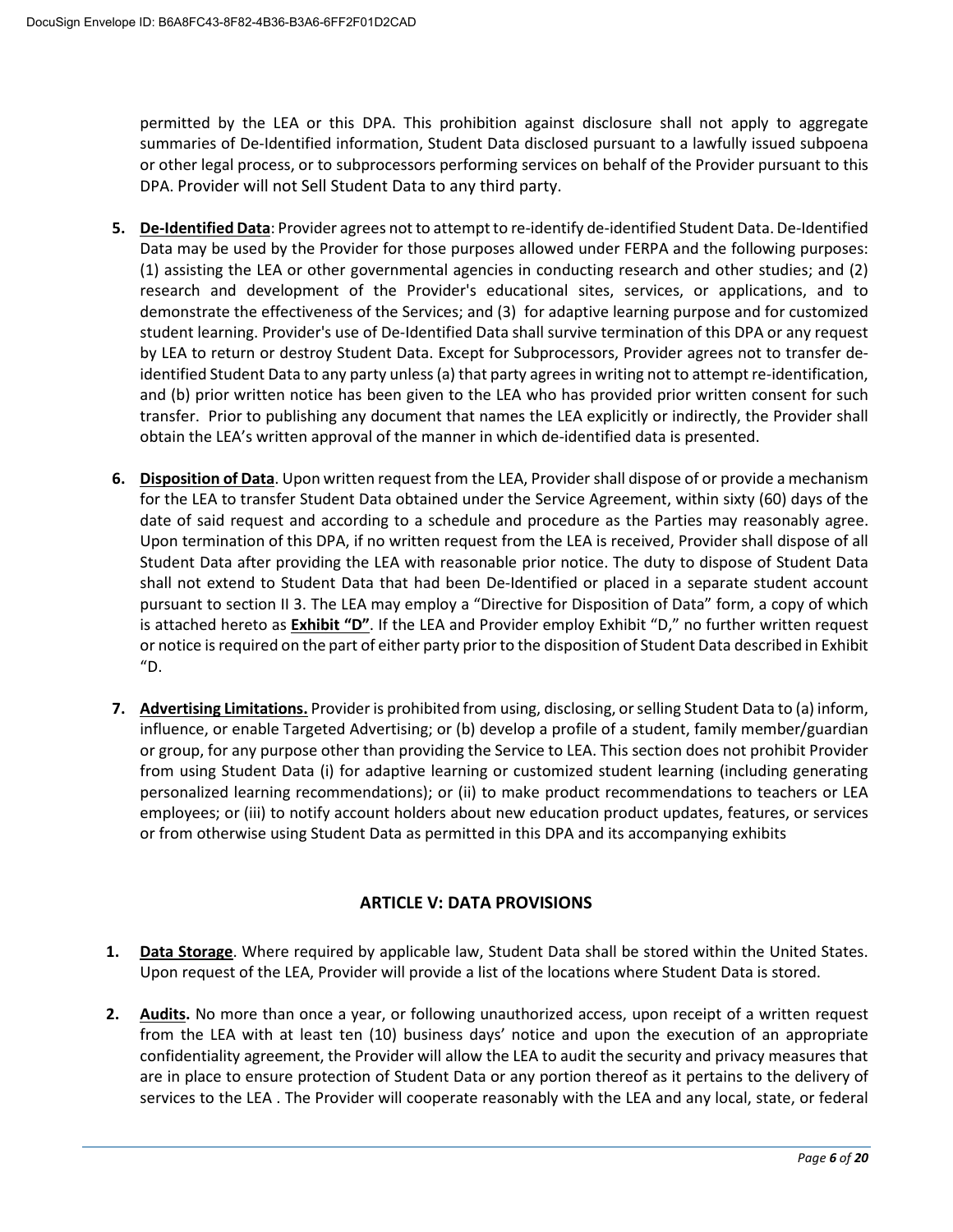permitted by the LEA or this DPA. This prohibition against disclosure shall not apply to aggregate summaries of De-Identified information, Student Data disclosed pursuant to a lawfully issued subpoena or other legal process, or to subprocessors performing services on behalf of the Provider pursuant to this DPA. Provider will not Sell Student Data to any third party.

5. **De-Identified Data**: Provider agrees not to attempt to re-identify de-identified Student Data. De-Identified Data may be used by the Provider for those purposes allowed under FERPA and the following purposes: (1) assisting the LEA or other governmental agencies in conducting research and other studies; and (2) research and development of the Provider's educational sites, services, or applications, and to demonstrate the effectiveness of the Services; and (3) for adaptive learning purpose and for customized student learning. Provider's use of De-Identified Data shall survive termination of this DPA or any request by LEA to return or destroy Student Data. Except for Subprocessors, Provider agrees not to transfer de-identified Student Data to any party unless (a) that party agrees in writing not to attempt re-identification, and (b) prior written notice has been given to the LEA who has provided prior written consent for such transfer. Prior to publishing any document that names the LEA explicitly or indirectly, the Provider shall obtain the LEA's written approval of the manner in which de-identified data is presented.

6. **Disposition of Data**. Upon written request from the LEA, Provider shall dispose of or provide a mechanism for the LEA to transfer Student Data obtained under the Service Agreement, within sixty (60) days of the date of said request and according to a schedule and procedure as the Parties may reasonably agree. Upon termination of this DPA, if no written request from the LEA is received, Provider shall dispose of all Student Data after providing the LEA with reasonable prior notice. The duty to dispose of Student Data shall not extend to Student Data that had been De-Identified or placed in a separate student account pursuant to section II 3. The LEA may employ a "Directive for Disposition of Data" form, a copy of which is attached hereto as **Exhibit "D"**. If the LEA and Provider employ Exhibit "D," no further written request or notice is required on the part of either party prior to the disposition of Student Data described in Exhibit "D.

7. **Advertising Limitations.** Provider is prohibited from using, disclosing, or selling Student Data to (a) inform, influence, or enable Targeted Advertising; or (b) develop a profile of a student, family member/guardian or group, for any purpose other than providing the Service to LEA. This section does not prohibit Provider from using Student Data (i) for adaptive learning or customized student learning (including generating personalized learning recommendations); or (ii) to make product recommendations to teachers or LEA employees; or (iii) to notify account holders about new education product updates, features, or services or from otherwise using Student Data as permitted in this DPA and its accompanying exhibits

## ARTICLE V: DATA PROVISIONS

1. **Data Storage**. Where required by applicable law, Student Data shall be stored within the United States. Upon request of the LEA, Provider will provide a list of the locations where Student Data is stored.

2. **Audits.** No more than once a year, or following unauthorized access, upon receipt of a written request from the LEA with at least ten (10) business days' notice and upon the execution of an appropriate confidentiality agreement, the Provider will allow the LEA to audit the security and privacy measures that are in place to ensure protection of Student Data or any portion thereof as it pertains to the delivery of services to the LEA . The Provider will cooperate reasonably with the LEA and any local, state, or federal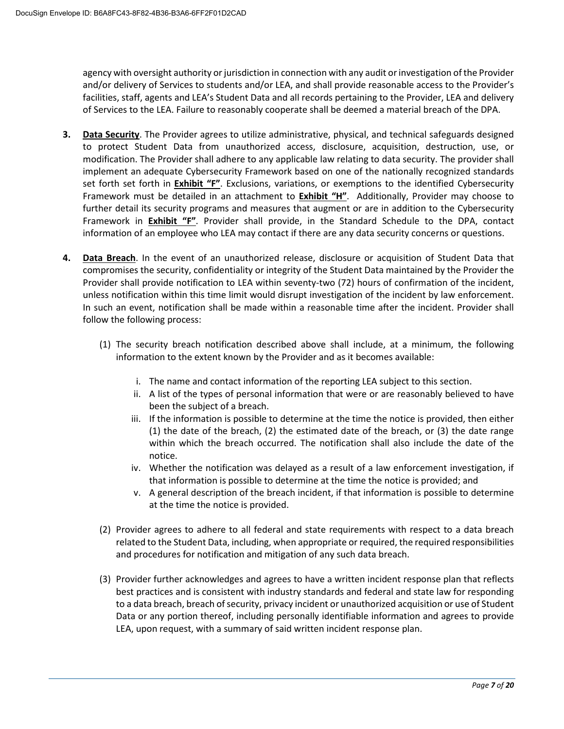agency with oversight authority or jurisdiction in connection with any audit or investigation of the Provider and/or delivery of Services to students and/or LEA, and shall provide reasonable access to the Provider's facilities, staff, agents and LEA's Student Data and all records pertaining to the Provider, LEA and delivery of Services to the LEA. Failure to reasonably cooperate shall be deemed a material breach of the DPA.

3. **Data Security**. The Provider agrees to utilize administrative, physical, and technical safeguards designed to protect Student Data from unauthorized access, disclosure, acquisition, destruction, use, or modification. The Provider shall adhere to any applicable law relating to data security. The provider shall implement an adequate Cybersecurity Framework based on one of the nationally recognized standards set forth set forth in **Exhibit "F"**. Exclusions, variations, or exemptions to the identified Cybersecurity Framework must be detailed in an attachment to **Exhibit "H"**. Additionally, Provider may choose to further detail its security programs and measures that augment or are in addition to the Cybersecurity Framework in **Exhibit "F"**. Provider shall provide, in the Standard Schedule to the DPA, contact information of an employee who LEA may contact if there are any data security concerns or questions.

4. **Data Breach**. In the event of an unauthorized release, disclosure or acquisition of Student Data that compromises the security, confidentiality or integrity of the Student Data maintained by the Provider the Provider shall provide notification to LEA within seventy-two (72) hours of confirmation of the incident, unless notification within this time limit would disrupt investigation of the incident by law enforcement. In such an event, notification shall be made within a reasonable time after the incident. Provider shall follow the following process:

   (1) The security breach notification described above shall include, at a minimum, the following information to the extent known by the Provider and as it becomes available:

      i. The name and contact information of the reporting LEA subject to this section.
      ii. A list of the types of personal information that were or are reasonably believed to have been the subject of a breach.
      iii. If the information is possible to determine at the time the notice is provided, then either (1) the date of the breach, (2) the estimated date of the breach, or (3) the date range within which the breach occurred. The notification shall also include the date of the notice.
      iv. Whether the notification was delayed as a result of a law enforcement investigation, if that information is possible to determine at the time the notice is provided; and
      v. A general description of the breach incident, if that information is possible to determine at the time the notice is provided.

   (2) Provider agrees to adhere to all federal and state requirements with respect to a data breach related to the Student Data, including, when appropriate or required, the required responsibilities and procedures for notification and mitigation of any such data breach.

   (3) Provider further acknowledges and agrees to have a written incident response plan that reflects best practices and is consistent with industry standards and federal and state law for responding to a data breach, breach of security, privacy incident or unauthorized acquisition or use of Student Data or any portion thereof, including personally identifiable information and agrees to provide LEA, upon request, with a summary of said written incident response plan.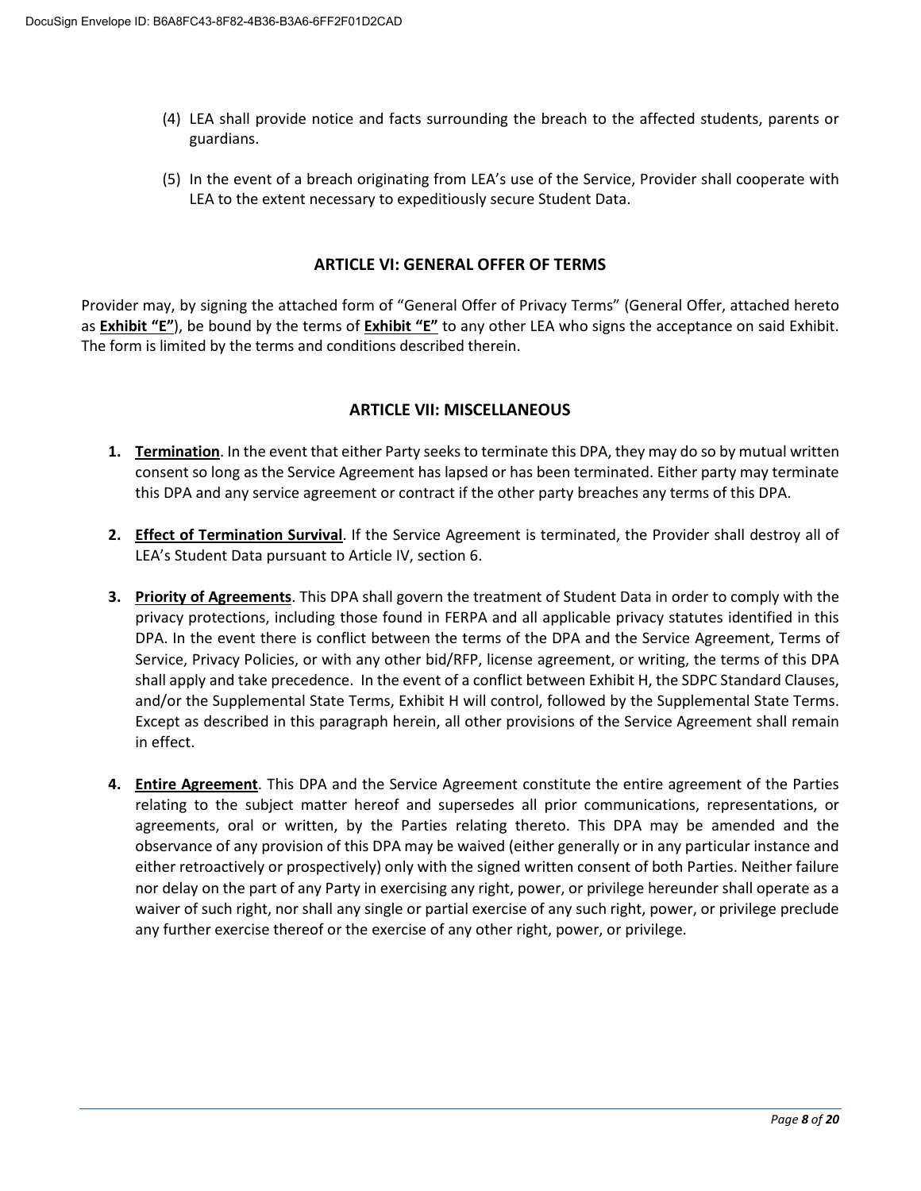(4) LEA shall provide notice and facts surrounding the breach to the affected students, parents or guardians.

(5) In the event of a breach originating from LEA's use of the Service, Provider shall cooperate with LEA to the extent necessary to expeditiously secure Student Data.

## ARTICLE VI: GENERAL OFFER OF TERMS

Provider may, by signing the attached form of "General Offer of Privacy Terms" (General Offer, attached hereto as **Exhibit "E"**), be bound by the terms of **Exhibit "E"** to any other LEA who signs the acceptance on said Exhibit. The form is limited by the terms and conditions described therein.

## ARTICLE VII: MISCELLANEOUS

1. **Termination**. In the event that either Party seeks to terminate this DPA, they may do so by mutual written consent so long as the Service Agreement has lapsed or has been terminated. Either party may terminate this DPA and any service agreement or contract if the other party breaches any terms of this DPA.

2. **Effect of Termination Survival**. If the Service Agreement is terminated, the Provider shall destroy all of LEA's Student Data pursuant to Article IV, section 6.

3. **Priority of Agreements**. This DPA shall govern the treatment of Student Data in order to comply with the privacy protections, including those found in FERPA and all applicable privacy statutes identified in this DPA. In the event there is conflict between the terms of the DPA and the Service Agreement, Terms of Service, Privacy Policies, or with any other bid/RFP, license agreement, or writing, the terms of this DPA shall apply and take precedence. In the event of a conflict between Exhibit H, the SDPC Standard Clauses, and/or the Supplemental State Terms, Exhibit H will control, followed by the Supplemental State Terms. Except as described in this paragraph herein, all other provisions of the Service Agreement shall remain in effect.

4. **Entire Agreement**. This DPA and the Service Agreement constitute the entire agreement of the Parties relating to the subject matter hereof and supersedes all prior communications, representations, or agreements, oral or written, by the Parties relating thereto. This DPA may be amended and the observance of any provision of this DPA may be waived (either generally or in any particular instance and either retroactively or prospectively) only with the signed written consent of both Parties. Neither failure nor delay on the part of any Party in exercising any right, power, or privilege hereunder shall operate as a waiver of such right, nor shall any single or partial exercise of any such right, power, or privilege preclude any further exercise thereof or the exercise of any other right, power, or privilege.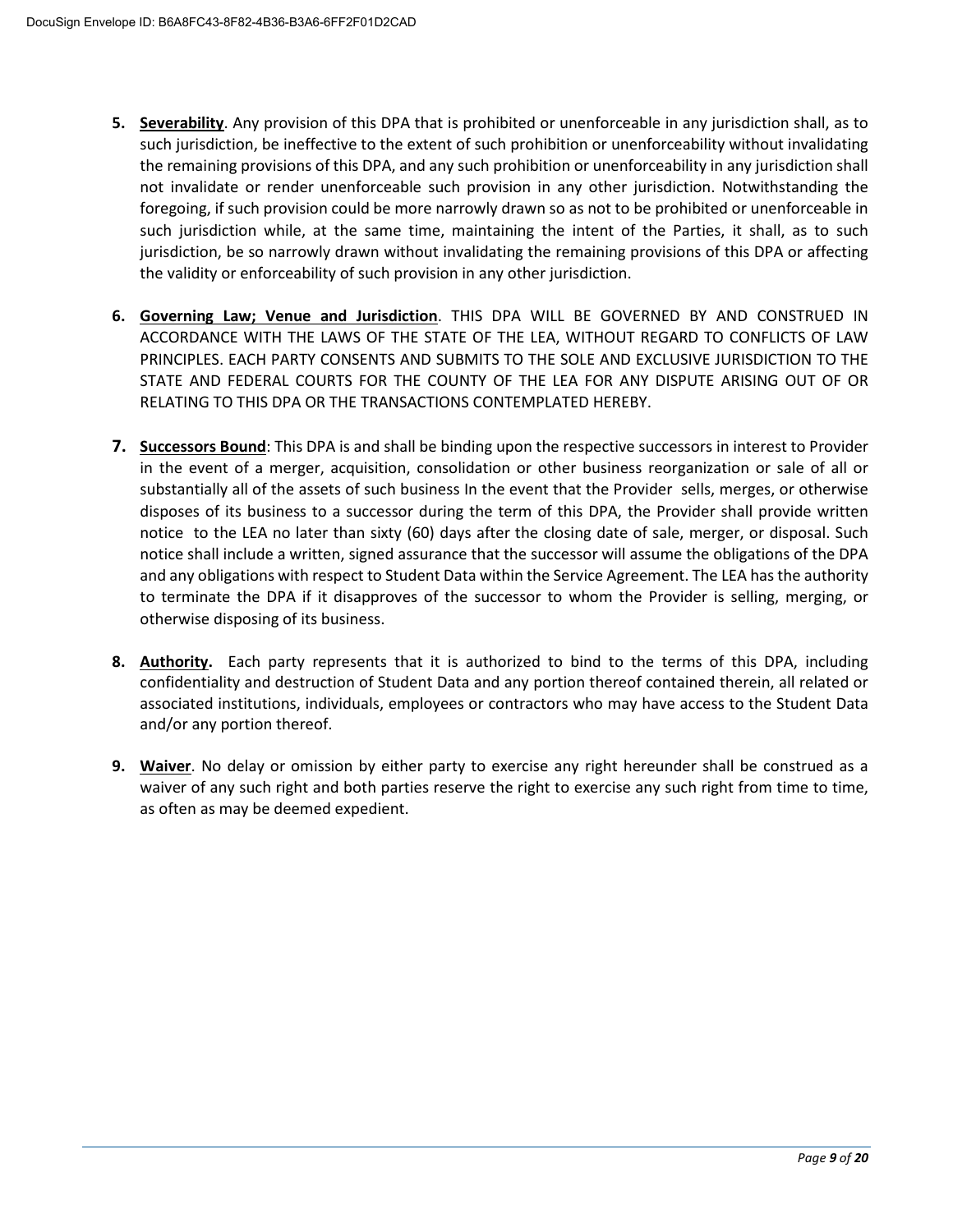5. **Severability**. Any provision of this DPA that is prohibited or unenforceable in any jurisdiction shall, as to such jurisdiction, be ineffective to the extent of such prohibition or unenforceability without invalidating the remaining provisions of this DPA, and any such prohibition or unenforceability in any jurisdiction shall not invalidate or render unenforceable such provision in any other jurisdiction. Notwithstanding the foregoing, if such provision could be more narrowly drawn so as not to be prohibited or unenforceable in such jurisdiction while, at the same time, maintaining the intent of the Parties, it shall, as to such jurisdiction, be so narrowly drawn without invalidating the remaining provisions of this DPA or affecting the validity or enforceability of such provision in any other jurisdiction.

6. **Governing Law; Venue and Jurisdiction**. THIS DPA WILL BE GOVERNED BY AND CONSTRUED IN ACCORDANCE WITH THE LAWS OF THE STATE OF THE LEA, WITHOUT REGARD TO CONFLICTS OF LAW PRINCIPLES. EACH PARTY CONSENTS AND SUBMITS TO THE SOLE AND EXCLUSIVE JURISDICTION TO THE STATE AND FEDERAL COURTS FOR THE COUNTY OF THE LEA FOR ANY DISPUTE ARISING OUT OF OR RELATING TO THIS DPA OR THE TRANSACTIONS CONTEMPLATED HEREBY.

7. **Successors Bound**: This DPA is and shall be binding upon the respective successors in interest to Provider in the event of a merger, acquisition, consolidation or other business reorganization or sale of all or substantially all of the assets of such business In the event that the Provider sells, merges, or otherwise disposes of its business to a successor during the term of this DPA, the Provider shall provide written notice to the LEA no later than sixty (60) days after the closing date of sale, merger, or disposal. Such notice shall include a written, signed assurance that the successor will assume the obligations of the DPA and any obligations with respect to Student Data within the Service Agreement. The LEA has the authority to terminate the DPA if it disapproves of the successor to whom the Provider is selling, merging, or otherwise disposing of its business.

8. **Authority.** Each party represents that it is authorized to bind to the terms of this DPA, including confidentiality and destruction of Student Data and any portion thereof contained therein, all related or associated institutions, individuals, employees or contractors who may have access to the Student Data and/or any portion thereof.

9. **Waiver**. No delay or omission by either party to exercise any right hereunder shall be construed as a waiver of any such right and both parties reserve the right to exercise any such right from time to time, as often as may be deemed expedient.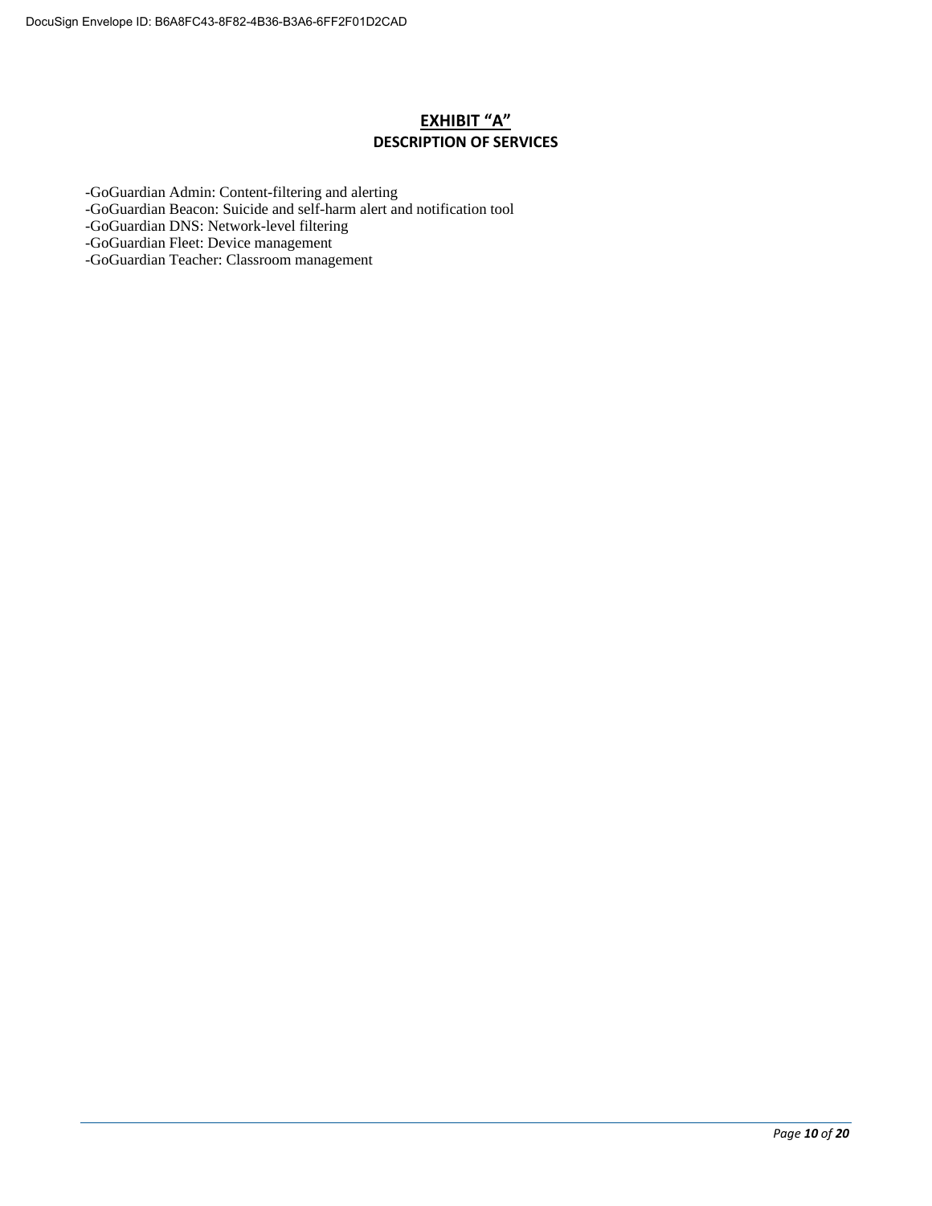# EXHIBIT "A"

## DESCRIPTION OF SERVICES

-GoGuardian Admin: Content-filtering and alerting
-GoGuardian Beacon: Suicide and self-harm alert and notification tool
-GoGuardian DNS: Network-level filtering
-GoGuardian Fleet: Device management
-GoGuardian Teacher: Classroom management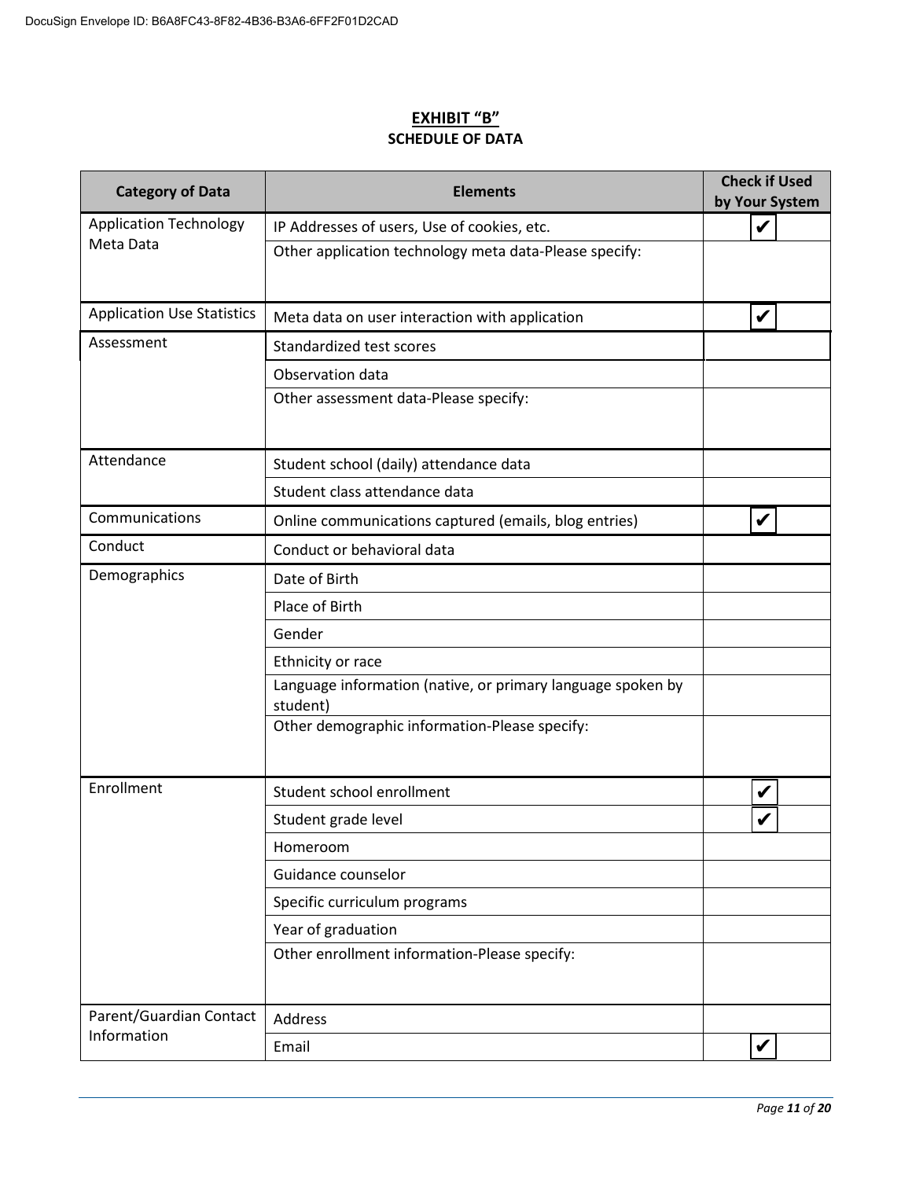**EXHIBIT "B"**

**SCHEDULE OF DATA**

| Category of Data | Elements | Check if Used by Your System |
|---|---|---|
| Application Technology Meta Data | IP Addresses of users, Use of cookies, etc. | ✔ |
| | Other application technology meta data-Please specify: | |
| Application Use Statistics | Meta data on user interaction with application | ✔ |
| Assessment | Standardized test scores | |
| | Observation data | |
| | Other assessment data-Please specify: | |
| Attendance | Student school (daily) attendance data | |
| | Student class attendance data | |
| Communications | Online communications captured (emails, blog entries) | ✔ |
| Conduct | Conduct or behavioral data | |
| Demographics | Date of Birth | |
| | Place of Birth | |
| | Gender | |
| | Ethnicity or race | |
| | Language information (native, or primary language spoken by student) | |
| | Other demographic information-Please specify: | |
| Enrollment | Student school enrollment | ✔ |
| | Student grade level | ✔ |
| | Homeroom | |
| | Guidance counselor | |
| | Specific curriculum programs | |
| | Year of graduation | |
| | Other enrollment information-Please specify: | |
| Parent/Guardian Contact Information | Address | |
| | Email | ✔ |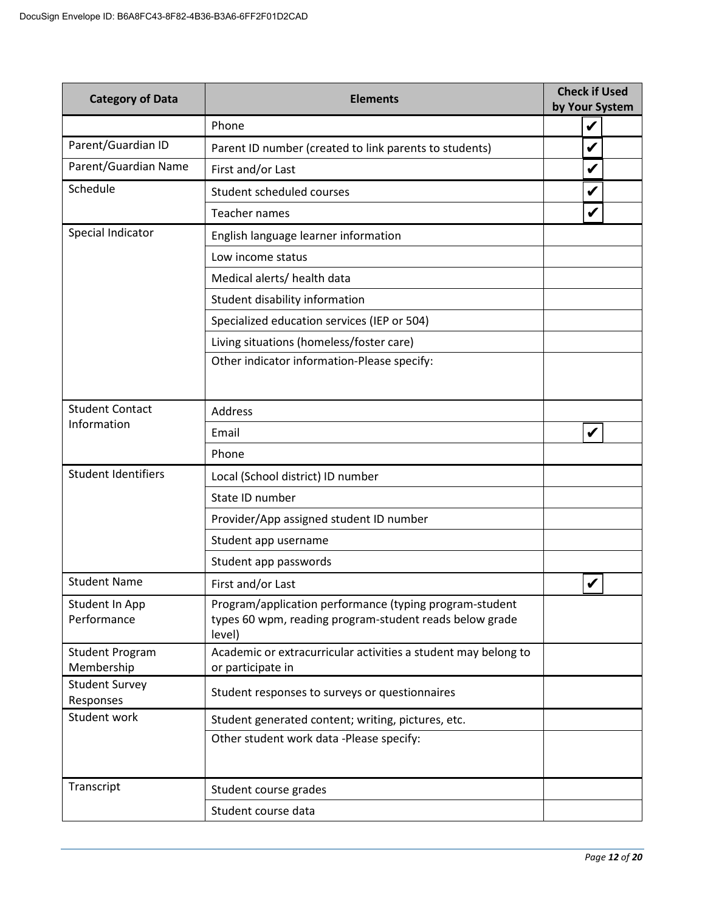| Category of Data | Elements | Check if Used by Your System |
|---|---|---|
| | Phone | ✔ |
| Parent/Guardian ID | Parent ID number (created to link parents to students) | ✔ |
| Parent/Guardian Name | First and/or Last | ✔ |
| Schedule | Student scheduled courses | ✔ |
| | Teacher names | ✔ |
| Special Indicator | English language learner information | |
| | Low income status | |
| | Medical alerts/ health data | |
| | Student disability information | |
| | Specialized education services (IEP or 504) | |
| | Living situations (homeless/foster care) | |
| | Other indicator information-Please specify: | |
| Student Contact Information | Address | |
| | Email | ✔ |
| | Phone | |
| Student Identifiers | Local (School district) ID number | |
| | State ID number | |
| | Provider/App assigned student ID number | |
| | Student app username | |
| | Student app passwords | |
| Student Name | First and/or Last | ✔ |
| Student In App Performance | Program/application performance (typing program-student types 60 wpm, reading program-student reads below grade level) | |
| Student Program Membership | Academic or extracurricular activities a student may belong to or participate in | |
| Student Survey Responses | Student responses to surveys or questionnaires | |
| Student work | Student generated content; writing, pictures, etc. | |
| | Other student work data -Please specify: | |
| Transcript | Student course grades | |
| | Student course data | |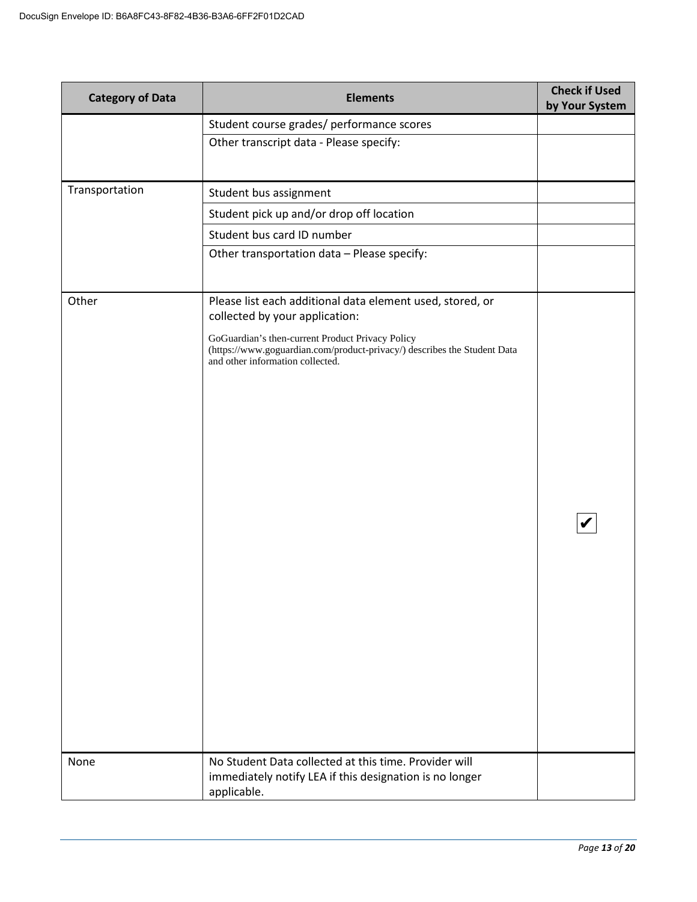| Category of Data | Elements | Check if Used by Your System |
|---|---|---|
| | Student course grades/ performance scores | |
| | Other transcript data - Please specify: | |
| Transportation | Student bus assignment | |
| | Student pick up and/or drop off location | |
| | Student bus card ID number | |
| | Other transportation data – Please specify: | |
| Other | Please list each additional data element used, stored, or collected by your application: GoGuardian's then-current Product Privacy Policy (https://www.goguardian.com/product-privacy/) describes the Student Data and other information collected. | ✔ |
| None | No Student Data collected at this time. Provider will immediately notify LEA if this designation is no longer applicable. | |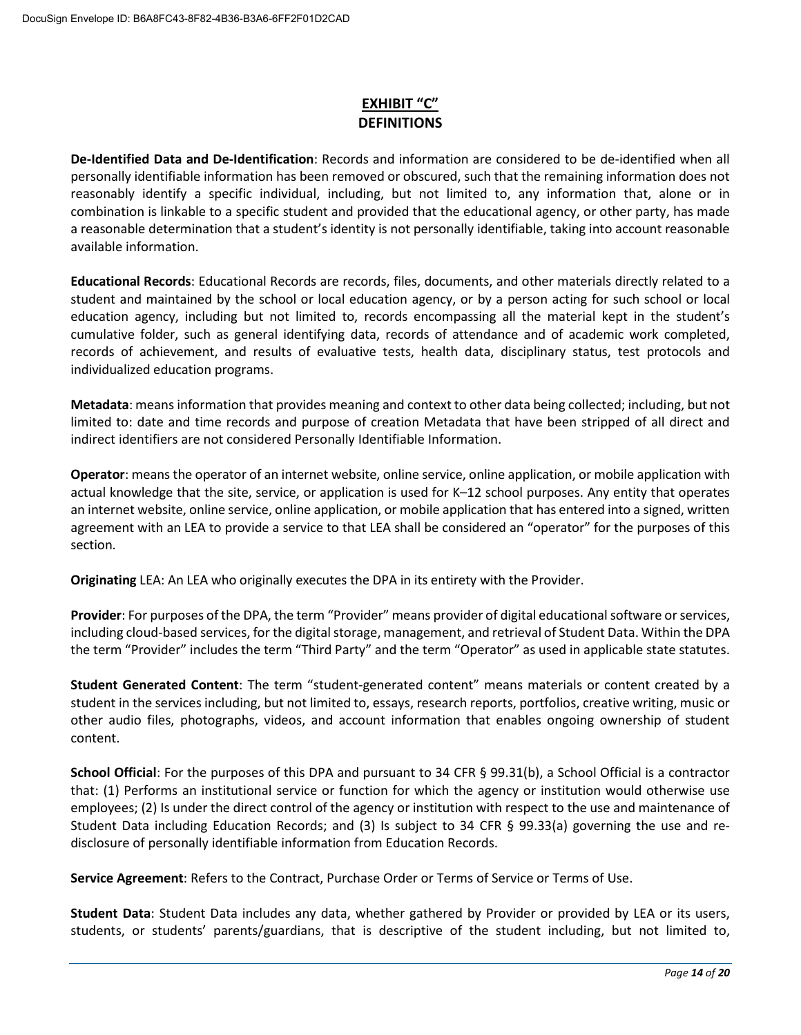# EXHIBIT "C"
## DEFINITIONS

**De-Identified Data and De-Identification**: Records and information are considered to be de-identified when all personally identifiable information has been removed or obscured, such that the remaining information does not reasonably identify a specific individual, including, but not limited to, any information that, alone or in combination is linkable to a specific student and provided that the educational agency, or other party, has made a reasonable determination that a student's identity is not personally identifiable, taking into account reasonable available information.

**Educational Records**: Educational Records are records, files, documents, and other materials directly related to a student and maintained by the school or local education agency, or by a person acting for such school or local education agency, including but not limited to, records encompassing all the material kept in the student's cumulative folder, such as general identifying data, records of attendance and of academic work completed, records of achievement, and results of evaluative tests, health data, disciplinary status, test protocols and individualized education programs.

**Metadata**: means information that provides meaning and context to other data being collected; including, but not limited to: date and time records and purpose of creation Metadata that have been stripped of all direct and indirect identifiers are not considered Personally Identifiable Information.

**Operator**: means the operator of an internet website, online service, online application, or mobile application with actual knowledge that the site, service, or application is used for K–12 school purposes. Any entity that operates an internet website, online service, online application, or mobile application that has entered into a signed, written agreement with an LEA to provide a service to that LEA shall be considered an "operator" for the purposes of this section.

**Originating** LEA: An LEA who originally executes the DPA in its entirety with the Provider.

**Provider**: For purposes of the DPA, the term "Provider" means provider of digital educational software or services, including cloud-based services, for the digital storage, management, and retrieval of Student Data. Within the DPA the term "Provider" includes the term "Third Party" and the term "Operator" as used in applicable state statutes.

**Student Generated Content**: The term "student-generated content" means materials or content created by a student in the services including, but not limited to, essays, research reports, portfolios, creative writing, music or other audio files, photographs, videos, and account information that enables ongoing ownership of student content.

**School Official**: For the purposes of this DPA and pursuant to 34 CFR § 99.31(b), a School Official is a contractor that: (1) Performs an institutional service or function for which the agency or institution would otherwise use employees; (2) Is under the direct control of the agency or institution with respect to the use and maintenance of Student Data including Education Records; and (3) Is subject to 34 CFR § 99.33(a) governing the use and re-disclosure of personally identifiable information from Education Records.

**Service Agreement**: Refers to the Contract, Purchase Order or Terms of Service or Terms of Use.

**Student Data**: Student Data includes any data, whether gathered by Provider or provided by LEA or its users, students, or students' parents/guardians, that is descriptive of the student including, but not limited to,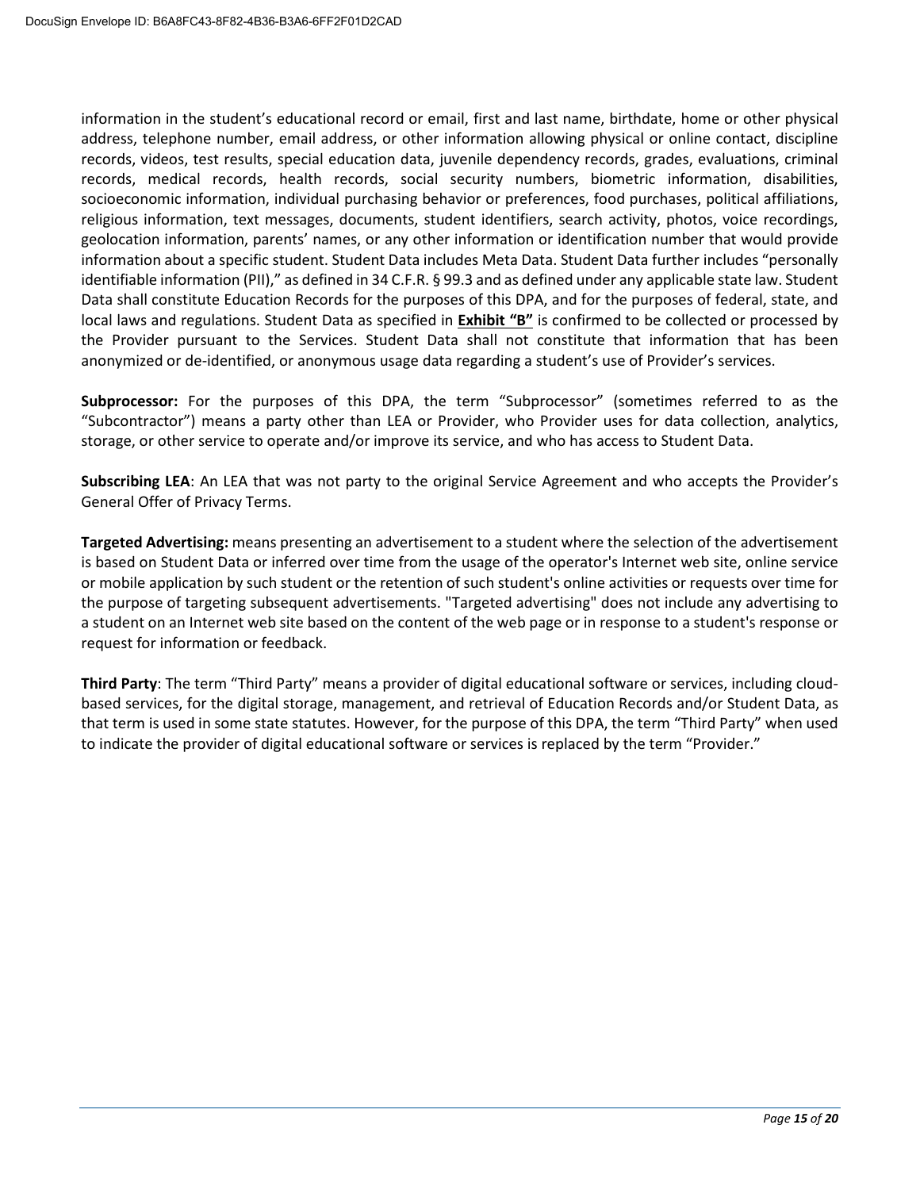information in the student's educational record or email, first and last name, birthdate, home or other physical address, telephone number, email address, or other information allowing physical or online contact, discipline records, videos, test results, special education data, juvenile dependency records, grades, evaluations, criminal records, medical records, health records, social security numbers, biometric information, disabilities, socioeconomic information, individual purchasing behavior or preferences, food purchases, political affiliations, religious information, text messages, documents, student identifiers, search activity, photos, voice recordings, geolocation information, parents' names, or any other information or identification number that would provide information about a specific student. Student Data includes Meta Data. Student Data further includes "personally identifiable information (PII)," as defined in 34 C.F.R. § 99.3 and as defined under any applicable state law. Student Data shall constitute Education Records for the purposes of this DPA, and for the purposes of federal, state, and local laws and regulations. Student Data as specified in **Exhibit "B"** is confirmed to be collected or processed by the Provider pursuant to the Services. Student Data shall not constitute that information that has been anonymized or de-identified, or anonymous usage data regarding a student's use of Provider's services.

**Subprocessor:** For the purposes of this DPA, the term "Subprocessor" (sometimes referred to as the "Subcontractor") means a party other than LEA or Provider, who Provider uses for data collection, analytics, storage, or other service to operate and/or improve its service, and who has access to Student Data.

**Subscribing LEA**: An LEA that was not party to the original Service Agreement and who accepts the Provider's General Offer of Privacy Terms.

**Targeted Advertising:** means presenting an advertisement to a student where the selection of the advertisement is based on Student Data or inferred over time from the usage of the operator's Internet web site, online service or mobile application by such student or the retention of such student's online activities or requests over time for the purpose of targeting subsequent advertisements. "Targeted advertising" does not include any advertising to a student on an Internet web site based on the content of the web page or in response to a student's response or request for information or feedback.

**Third Party**: The term "Third Party" means a provider of digital educational software or services, including cloud-based services, for the digital storage, management, and retrieval of Education Records and/or Student Data, as that term is used in some state statutes. However, for the purpose of this DPA, the term "Third Party" when used to indicate the provider of digital educational software or services is replaced by the term "Provider."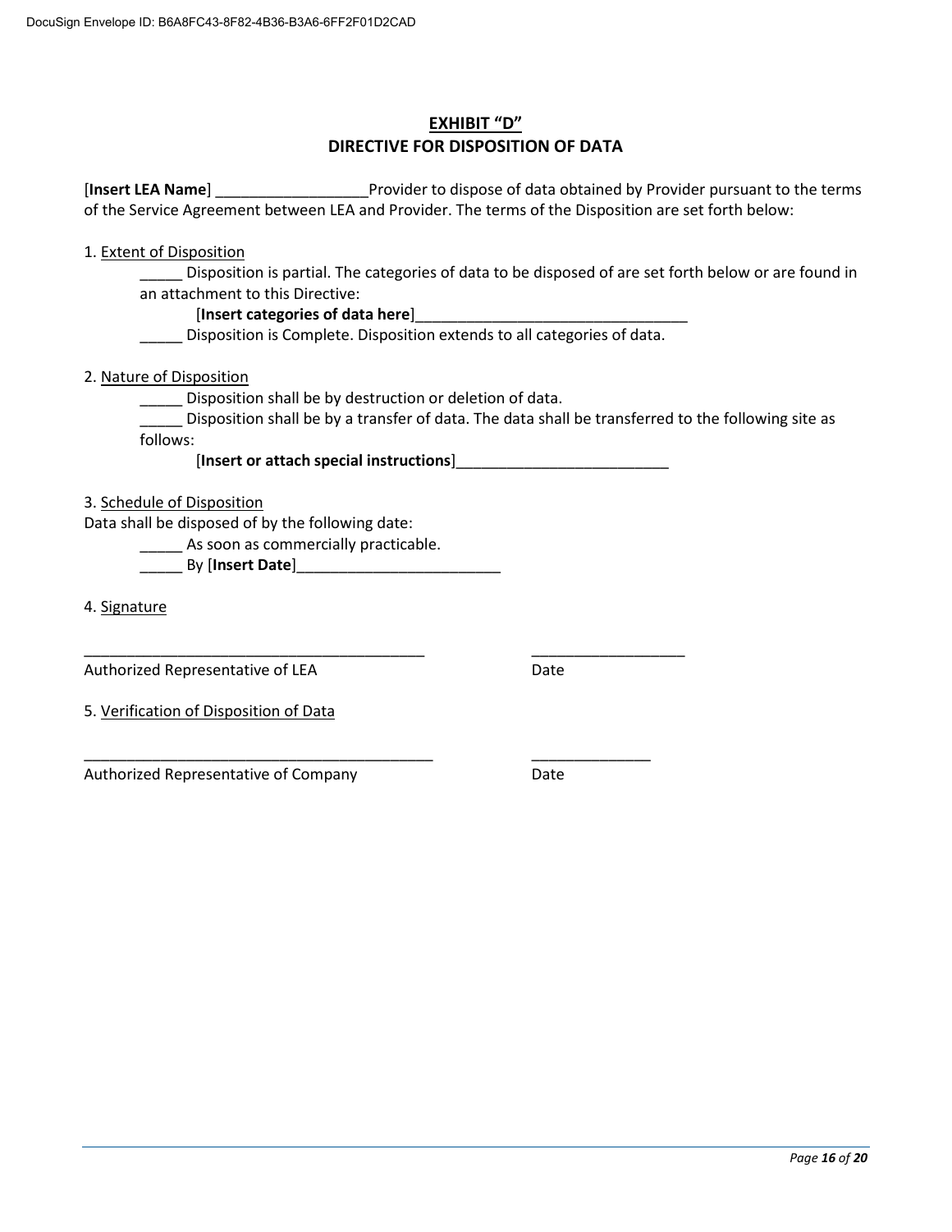# EXHIBIT "D"
## DIRECTIVE FOR DISPOSITION OF DATA

[**Insert LEA Name**] __________________Provider to dispose of data obtained by Provider pursuant to the terms of the Service Agreement between LEA and Provider. The terms of the Disposition are set forth below:

1. Extent of Disposition

_____ Disposition is partial. The categories of data to be disposed of are set forth below or are found in an attachment to this Directive:

[**Insert categories of data here**]________________________________

_____ Disposition is Complete. Disposition extends to all categories of data.

2. Nature of Disposition

_____ Disposition shall be by destruction or deletion of data.

_____ Disposition shall be by a transfer of data. The data shall be transferred to the following site as follows:

[**Insert or attach special instructions**]_________________________

3. Schedule of Disposition

Data shall be disposed of by the following date:

_____ As soon as commercially practicable.

_____ By [**Insert Date**]________________________

4. Signature

________________________________________ __________________

Authorized Representative of LEA Date

5. Verification of Disposition of Data

_________________________________________ ______________

Authorized Representative of Company Date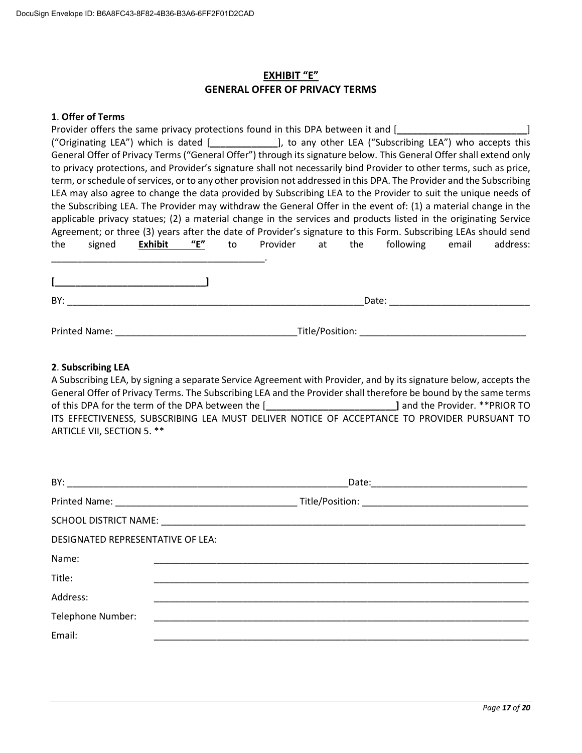# EXHIBIT "E"

## GENERAL OFFER OF PRIVACY TERMS

**1. Offer of Terms**

Provider offers the same privacy protections found in this DPA between it and [_________________________] ("Originating LEA") which is dated [_____________], to any other LEA ("Subscribing LEA") who accepts this General Offer of Privacy Terms ("General Offer") through its signature below. This General Offer shall extend only to privacy protections, and Provider's signature shall not necessarily bind Provider to other terms, such as price, term, or schedule of services, or to any other provision not addressed in this DPA. The Provider and the Subscribing LEA may also agree to change the data provided by Subscribing LEA to the Provider to suit the unique needs of the Subscribing LEA. The Provider may withdraw the General Offer in the event of: (1) a material change in the applicable privacy statues; (2) a material change in the services and products listed in the originating Service Agreement; or three (3) years after the date of Provider's signature to this Form. Subscribing LEAs should send the signed **Exhibit "E"** to Provider at the following email address: __________________________________________.

**[____________________________]**

BY: ___________________________________________________________ Date: ___________________________

Printed Name: ___________________________________ Title/Position: ________________________________

**2. Subscribing LEA**

A Subscribing LEA, by signing a separate Service Agreement with Provider, and by its signature below, accepts the General Offer of Privacy Terms. The Subscribing LEA and the Provider shall therefore be bound by the same terms of this DPA for the term of the DPA between the [**_________________________]** and the Provider. **PRIOR TO ITS EFFECTIVENESS, SUBSCRIBING LEA MUST DELIVER NOTICE OF ACCEPTANCE TO PROVIDER PURSUANT TO ARTICLE VII, SECTION 5. **

BY: ________________________________________________________ Date: ______________________________

Printed Name: ___________________________________ Title/Position: ________________________________

SCHOOL DISTRICT NAME: _________________________________________________________________________

DESIGNATED REPRESENTATIVE OF LEA:

Name: ___________________________________________________________________________

Title: ___________________________________________________________________________

Address: ___________________________________________________________________________

Telephone Number: ___________________________________________________________________________

Email: ___________________________________________________________________________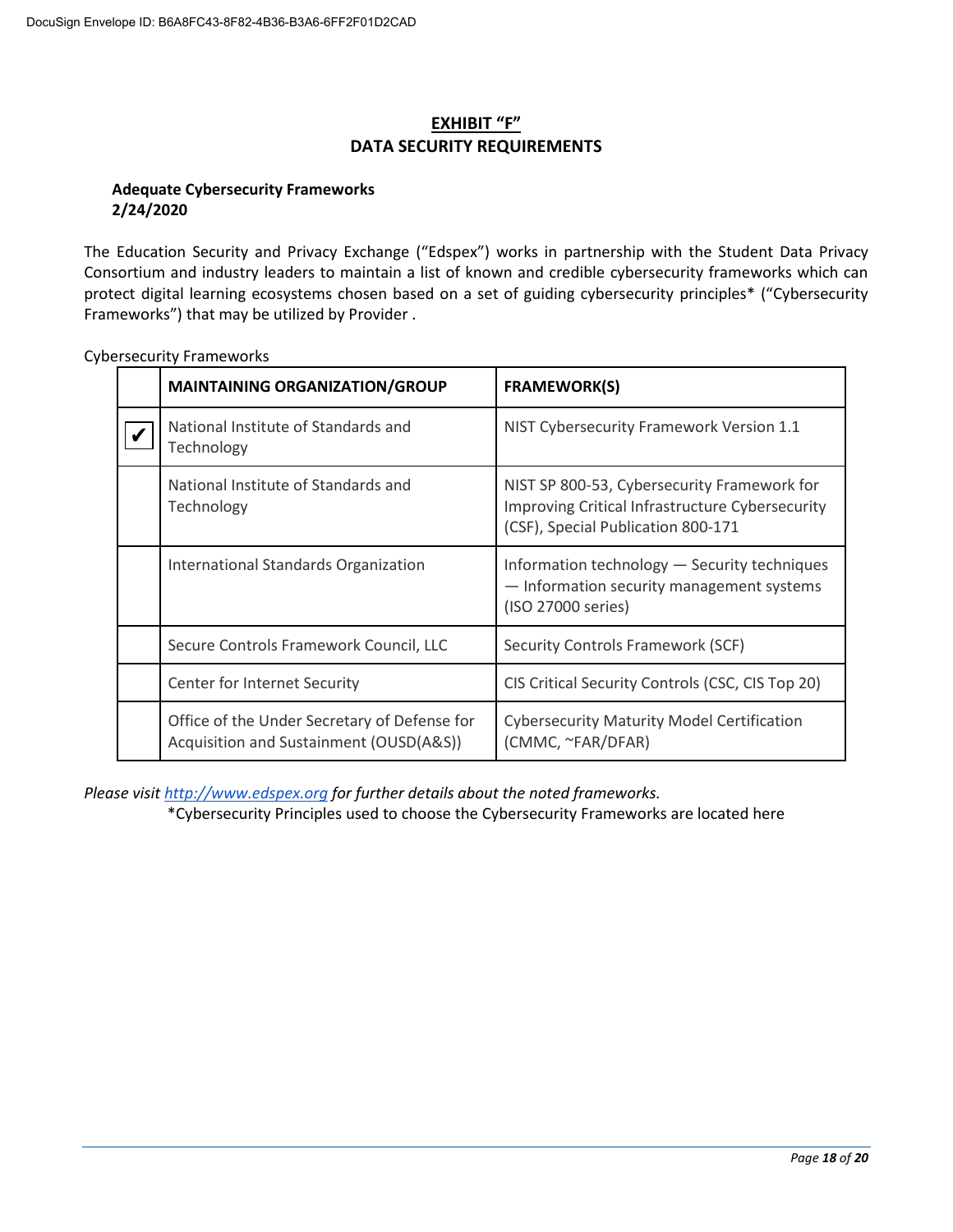## EXHIBIT "F"
## DATA SECURITY REQUIREMENTS

**Adequate Cybersecurity Frameworks**
**2/24/2020**

The Education Security and Privacy Exchange ("Edspex") works in partnership with the Student Data Privacy Consortium and industry leaders to maintain a list of known and credible cybersecurity frameworks which can protect digital learning ecosystems chosen based on a set of guiding cybersecurity principles* ("Cybersecurity Frameworks") that may be utilized by Provider .

Cybersecurity Frameworks

| | MAINTAINING ORGANIZATION/GROUP | FRAMEWORK(S) |
|---|---|---|
| ✔ | National Institute of Standards and Technology | NIST Cybersecurity Framework Version 1.1 |
| | National Institute of Standards and Technology | NIST SP 800-53, Cybersecurity Framework for Improving Critical Infrastructure Cybersecurity (CSF), Special Publication 800-171 |
| | International Standards Organization | Information technology — Security techniques — Information security management systems (ISO 27000 series) |
| | Secure Controls Framework Council, LLC | Security Controls Framework (SCF) |
| | Center for Internet Security | CIS Critical Security Controls (CSC, CIS Top 20) |
| | Office of the Under Secretary of Defense for Acquisition and Sustainment (OUSD(A&S)) | Cybersecurity Maturity Model Certification (CMMC, ~FAR/DFAR) |

*Please visit http://www.edspex.org for further details about the noted frameworks.*

*Cybersecurity Principles used to choose the Cybersecurity Frameworks are located here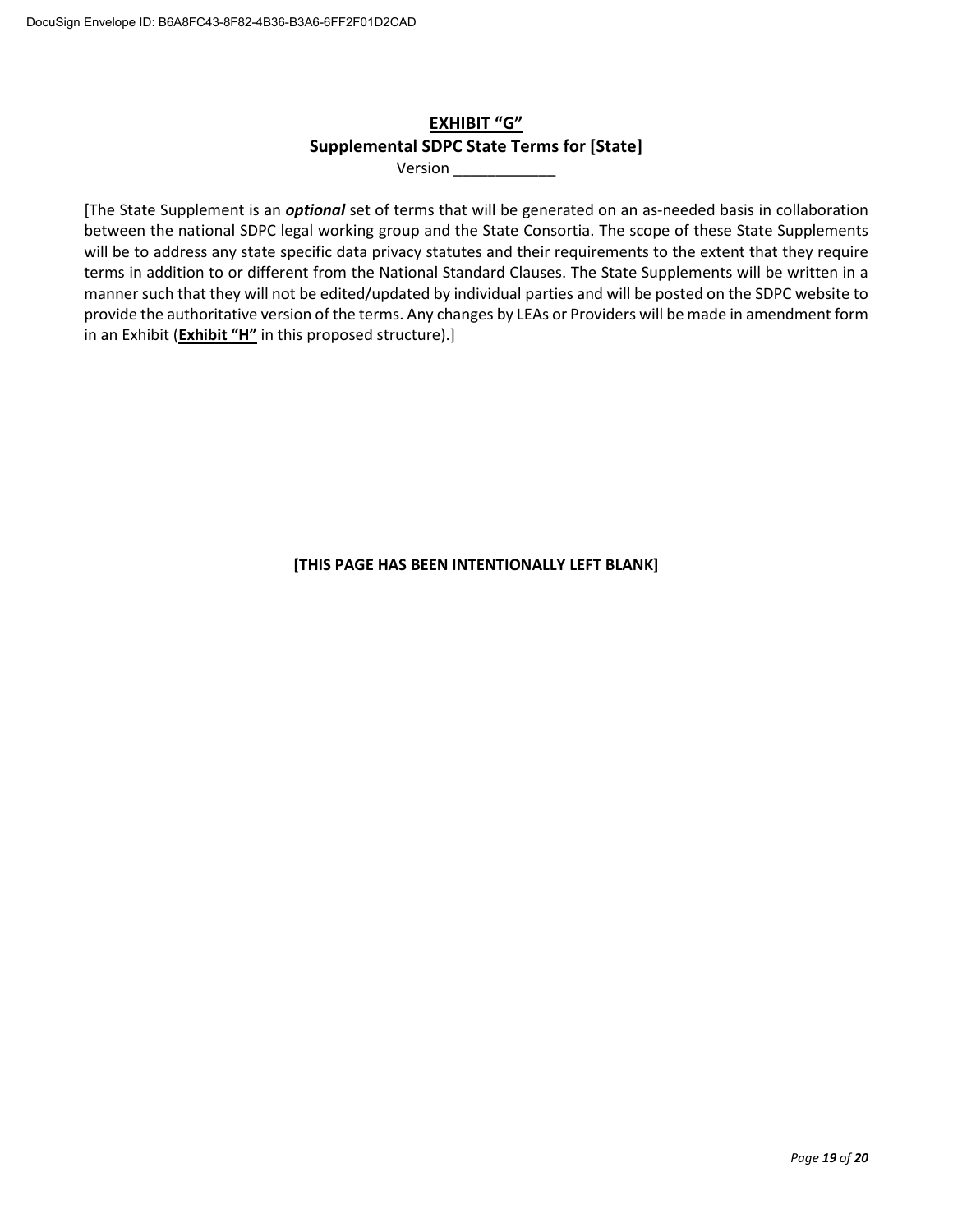# EXHIBIT "G"

## Supplemental SDPC State Terms for [State]

Version ____________

[The State Supplement is an ***optional*** set of terms that will be generated on an as-needed basis in collaboration between the national SDPC legal working group and the State Consortia. The scope of these State Supplements will be to address any state specific data privacy statutes and their requirements to the extent that they require terms in addition to or different from the National Standard Clauses. The State Supplements will be written in a manner such that they will not be edited/updated by individual parties and will be posted on the SDPC website to provide the authoritative version of the terms. Any changes by LEAs or Providers will be made in amendment form in an Exhibit (**Exhibit "H"** in this proposed structure).]

**[THIS PAGE HAS BEEN INTENTIONALLY LEFT BLANK]**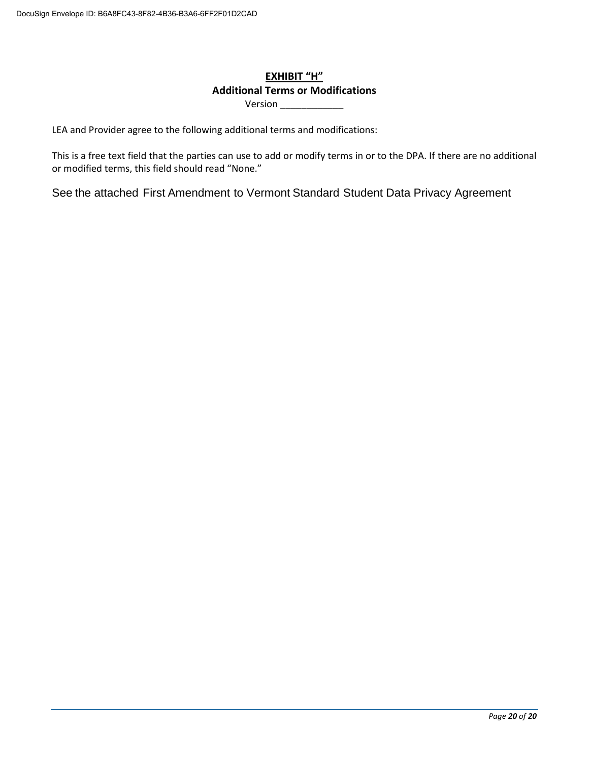## EXHIBIT "H"

### Additional Terms or Modifications

Version ____________

LEA and Provider agree to the following additional terms and modifications:

This is a free text field that the parties can use to add or modify terms in or to the DPA. If there are no additional or modified terms, this field should read "None."

See the attached First Amendment to Vermont Standard Student Data Privacy Agreement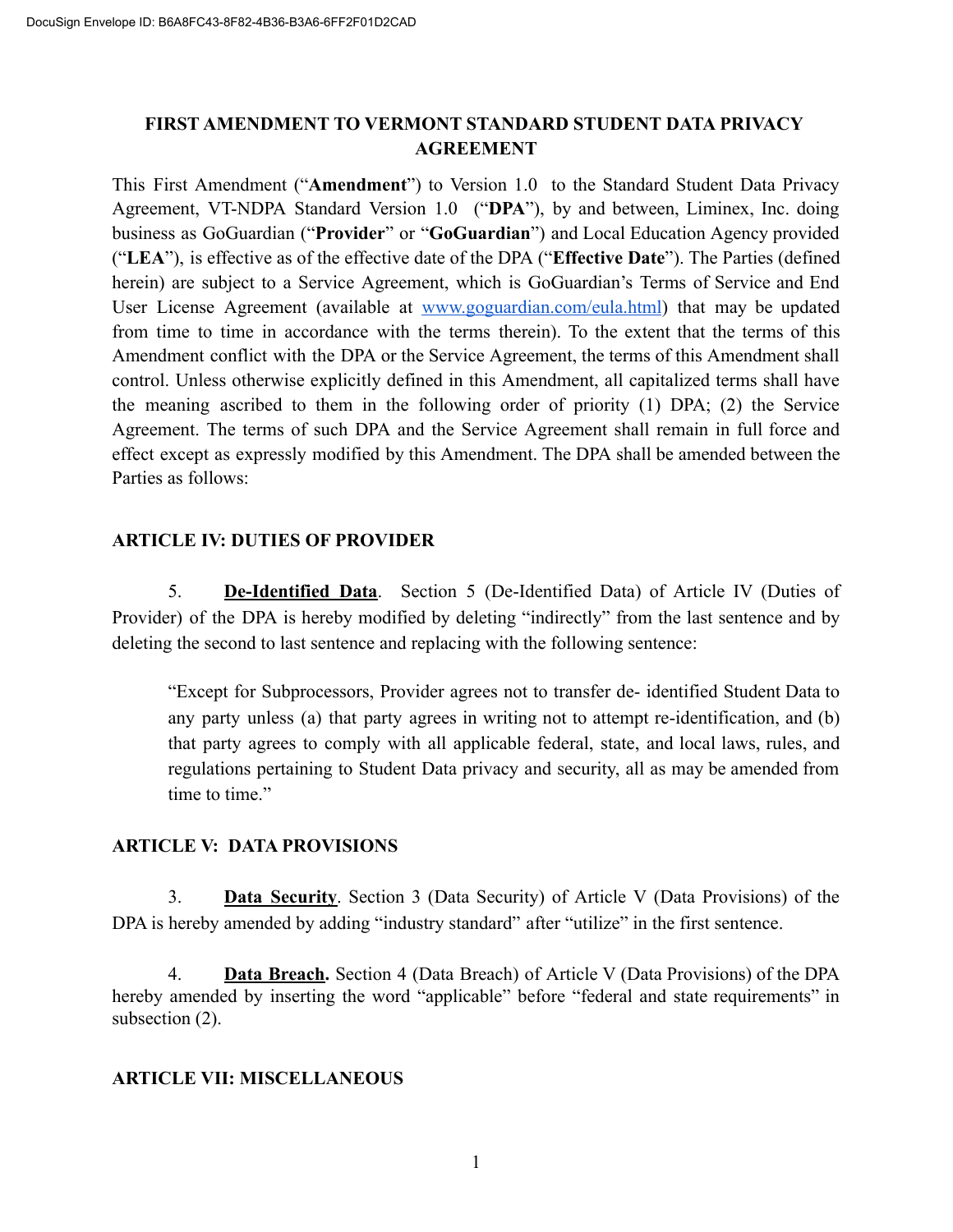**FIRST AMENDMENT TO VERMONT STANDARD STUDENT DATA PRIVACY AGREEMENT**

This First Amendment ("**Amendment**") to Version 1.0 to the Standard Student Data Privacy Agreement, VT-NDPA Standard Version 1.0 ("**DPA**"), by and between, Liminex, Inc. doing business as GoGuardian ("**Provider**" or "**GoGuardian**") and Local Education Agency provided ("**LEA**"), is effective as of the effective date of the DPA ("**Effective Date**"). The Parties (defined herein) are subject to a Service Agreement, which is GoGuardian's Terms of Service and End User License Agreement (available at www.goguardian.com/eula.html) that may be updated from time to time in accordance with the terms therein). To the extent that the terms of this Amendment conflict with the DPA or the Service Agreement, the terms of this Amendment shall control. Unless otherwise explicitly defined in this Amendment, all capitalized terms shall have the meaning ascribed to them in the following order of priority (1) DPA; (2) the Service Agreement. The terms of such DPA and the Service Agreement shall remain in full force and effect except as expressly modified by this Amendment. The DPA shall be amended between the Parties as follows:

**ARTICLE IV: DUTIES OF PROVIDER**

5. **De-Identified Data**. Section 5 (De-Identified Data) of Article IV (Duties of Provider) of the DPA is hereby modified by deleting "indirectly" from the last sentence and by deleting the second to last sentence and replacing with the following sentence:

> "Except for Subprocessors, Provider agrees not to transfer de- identified Student Data to any party unless (a) that party agrees in writing not to attempt re-identification, and (b) that party agrees to comply with all applicable federal, state, and local laws, rules, and regulations pertaining to Student Data privacy and security, all as may be amended from time to time."

**ARTICLE V: DATA PROVISIONS**

3. **Data Security**. Section 3 (Data Security) of Article V (Data Provisions) of the DPA is hereby amended by adding "industry standard" after "utilize" in the first sentence.

4. **Data Breach.** Section 4 (Data Breach) of Article V (Data Provisions) of the DPA hereby amended by inserting the word "applicable" before "federal and state requirements" in subsection (2).

**ARTICLE VII: MISCELLANEOUS**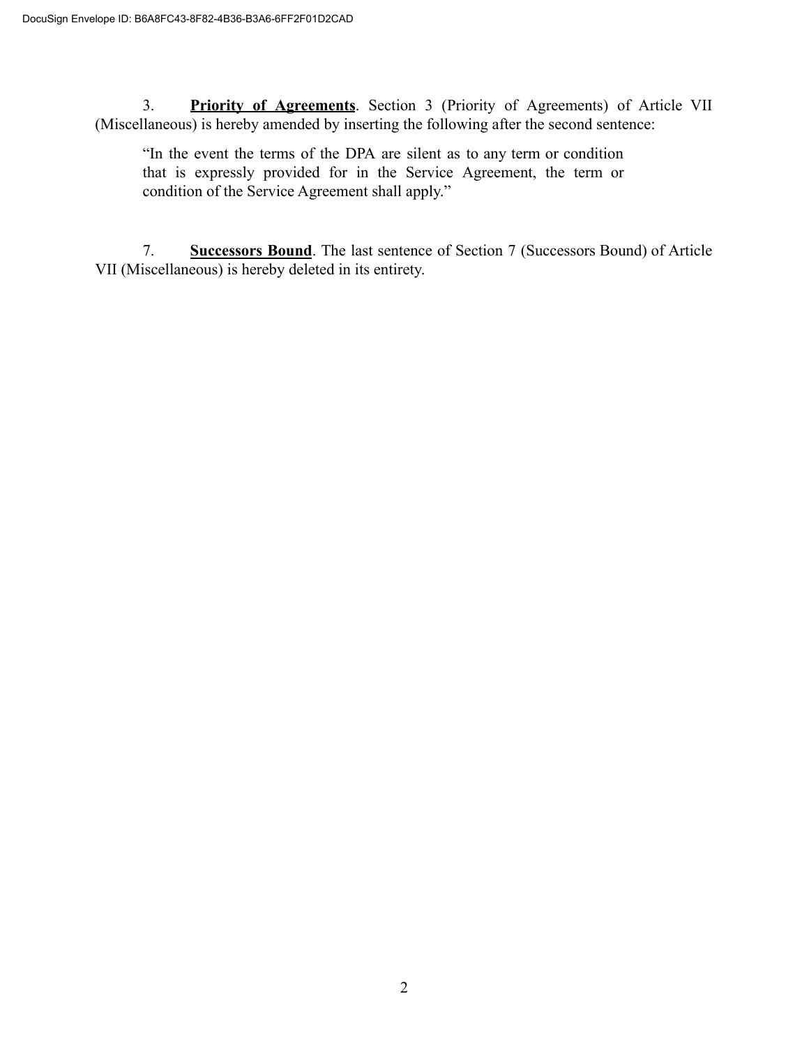3. **Priority of Agreements**. Section 3 (Priority of Agreements) of Article VII (Miscellaneous) is hereby amended by inserting the following after the second sentence:

> "In the event the terms of the DPA are silent as to any term or condition that is expressly provided for in the Service Agreement, the term or condition of the Service Agreement shall apply."

7. **Successors Bound**. The last sentence of Section 7 (Successors Bound) of Article VII (Miscellaneous) is hereby deleted in its entirety.